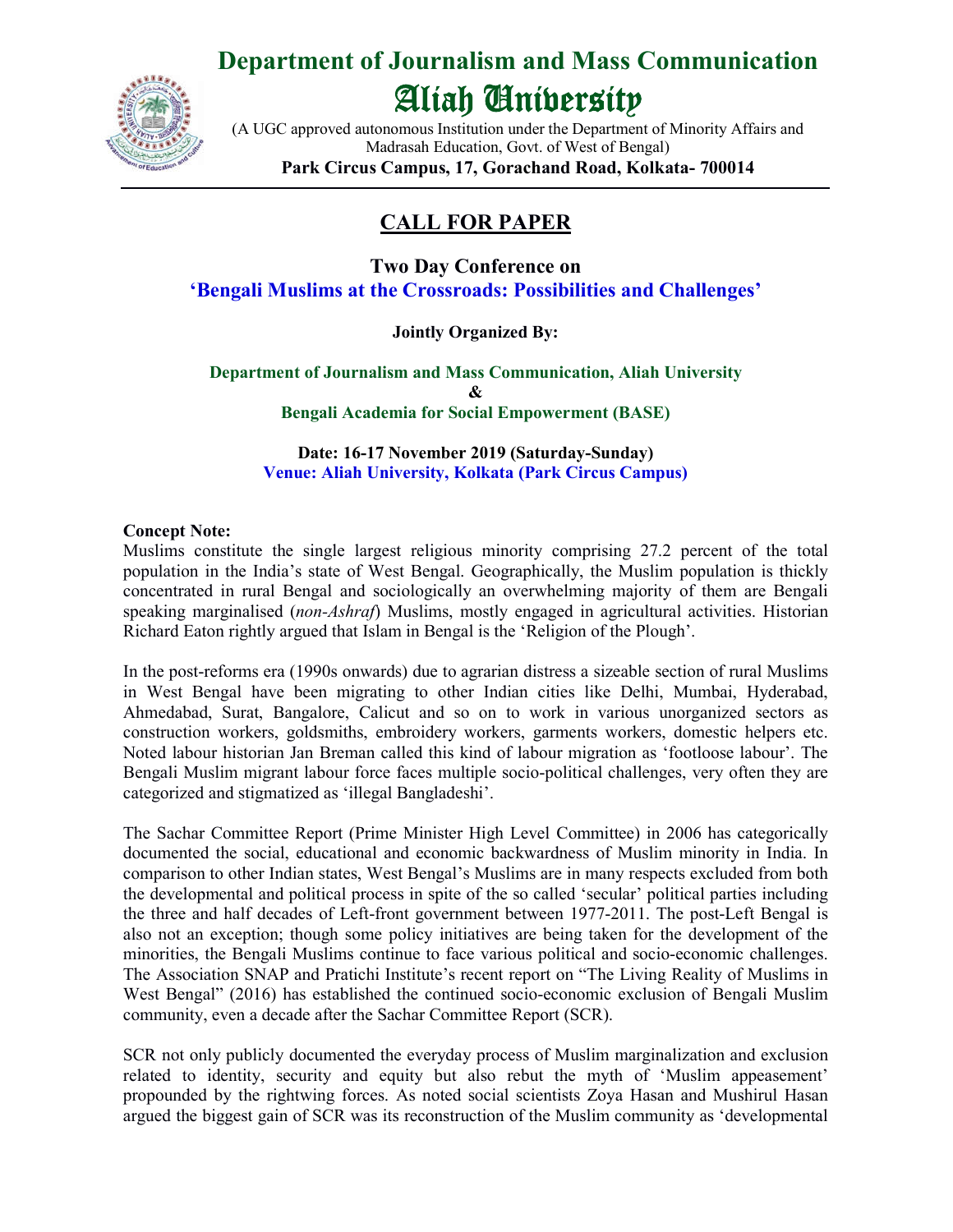# Department of Journalism and Mass Communication

# Aliah University

(A UGC approved autonomous Institution under the Department of Minority Affairs and Madrasah Education, Govt. of West of Bengal)

**Park Circus Campus, 17, Gorachand Road, Kolkata- 700014**

## CALL FOR PAPER

### Two Day Conference on

### 'Bengali Muslims at the Crossroads: Possibilities and Challenges'

**Jointly Organized By:**

**Department of Journalism and Mass Communication, Aliah University**

**&**

**Bengali Academia for Social Empowerment (BASE)**

**Date: 16-17 November 2019 (Saturday-Sunday)**

**Venue: Aliah University, Kolkata (Park Circus Campus)**

**Concept Note:**

Muslims constitute the single largest religious minority comprising 27.2 percent of the total population in the India's state of West Bengal. Geographically, the Muslim population is thickly concentrated in rural Bengal and sociologically an overwhelming majority of them are Bengali speaking marginalised (*non-Ashraf*) Muslims, mostly engaged in agricultural activities. Historian Richard Eaton rightly argued that Islam in Bengal is the 'Religion of the Plough'.

In the post-reforms era (1990s onwards) due to agrarian distress a sizeable section of rural Muslims in West Bengal have been migrating to other Indian cities like Delhi, Mumbai, Hyderabad, Ahmedabad, Surat, Bangalore, Calicut and so on to work in various unorganized sectors as construction workers, goldsmiths, embroidery workers, garments workers, domestic helpers etc. Noted labour historian Jan Breman called this kind of labour migration as 'footloose labour'. The Bengali Muslim migrant labour force faces multiple socio-political challenges, very often they are categorized and stigmatized as 'illegal Bangladeshi'.

The Sachar Committee Report (Prime Minister High Level Committee) in 2006 has categorically documented the social, educational and economic backwardness of Muslim minority in India. In comparison to other Indian states, West Bengal's Muslims are in many respects excluded from both the developmental and political process in spite of the so called 'secular' political parties including the three and half decades of Left-front government between 1977-2011. The post-Left Bengal is also not an exception; though some policy initiatives are being taken for the development of the minorities, the Bengali Muslims continue to face various political and socio-economic challenges. The Association SNAP and Pratichi Institute's recent report on "The Living Reality of Muslims in West Bengal" (2016) has established the continued socio-economic exclusion of Bengali Muslim community, even a decade after the Sachar Committee Report (SCR).

SCR not only publicly documented the everyday process of Muslim marginalization and exclusion related to identity, security and equity but also rebut the myth of 'Muslim appeasement' propounded by the rightwing forces. As noted social scientists Zoya Hasan and Mushirul Hasan argued the biggest gain of SCR was its reconstruction of the Muslim community as 'developmental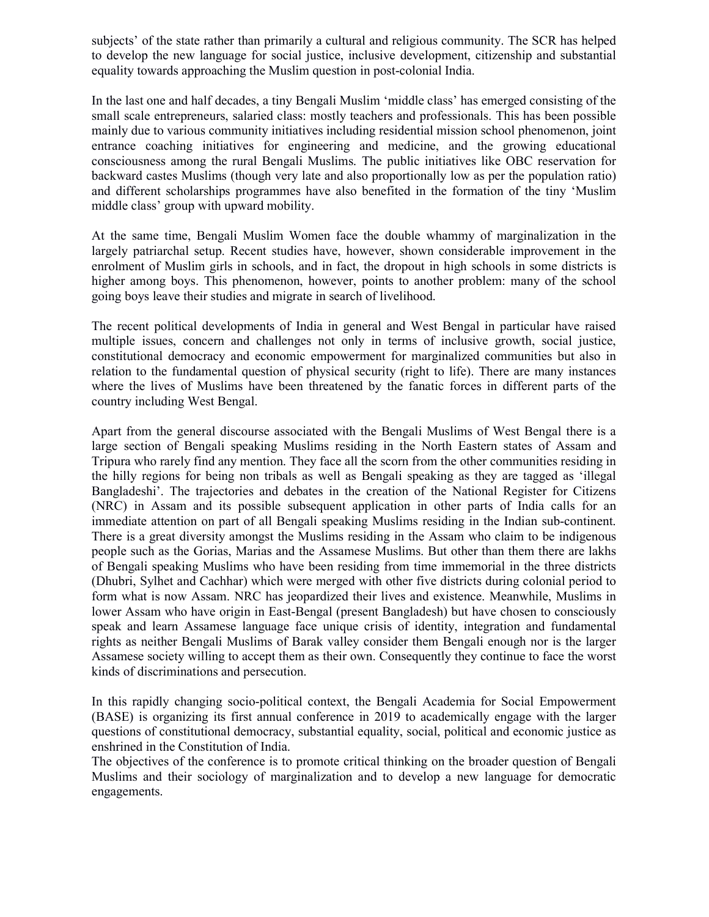subjects' of the state rather than primarily a cultural and religious community. The SCR has helped to develop the new language for social justice, inclusive development, citizenship and substantial equality towards approaching the Muslim question in post-colonial India.

In the last one and half decades, a tiny Bengali Muslim 'middle class' has emerged consisting of the small scale entrepreneurs, salaried class: mostly teachers and professionals. This has been possible mainly due to various community initiatives including residential mission school phenomenon, joint entrance coaching initiatives for engineering and medicine, and the growing educational consciousness among the rural Bengali Muslims. The public initiatives like OBC reservation for backward castes Muslims (though very late and also proportionally low as per the population ratio) and different scholarships programmes have also benefited in the formation of the tiny 'Muslim middle class' group with upward mobility.

At the same time, Bengali Muslim Women face the double whammy of marginalization in the largely patriarchal setup. Recent studies have, however, shown considerable improvement in the enrolment of Muslim girls in schools, and in fact, the dropout in high schools in some districts is higher among boys. This phenomenon, however, points to another problem: many of the school going boys leave their studies and migrate in search of livelihood.

The recent political developments of India in general and West Bengal in particular have raised multiple issues, concern and challenges not only in terms of inclusive growth, social justice, constitutional democracy and economic empowerment for marginalized communities but also in relation to the fundamental question of physical security (right to life). There are many instances where the lives of Muslims have been threatened by the fanatic forces in different parts of the country including West Bengal.

Apart from the general discourse associated with the Bengali Muslims of West Bengal there is a large section of Bengali speaking Muslims residing in the North Eastern states of Assam and Tripura who rarely find any mention. They face all the scorn from the other communities residing in the hilly regions for being non tribals as well as Bengali speaking as they are tagged as 'illegal Bangladeshi'. The trajectories and debates in the creation of the National Register for Citizens (NRC) in Assam and its possible subsequent application in other parts of India calls for an immediate attention on part of all Bengali speaking Muslims residing in the Indian sub-continent. There is a great diversity amongst the Muslims residing in the Assam who claim to be indigenous people such as the Gorias, Marias and the Assamese Muslims. But other than them there are lakhs of Bengali speaking Muslims who have been residing from time immemorial in the three districts (Dhubri, Sylhet and Cachhar) which were merged with other five districts during colonial period to form what is now Assam. NRC has jeopardized their lives and existence. Meanwhile, Muslims in lower Assam who have origin in East-Bengal (present Bangladesh) but have chosen to consciously speak and learn Assamese language face unique crisis of identity, integration and fundamental rights as neither Bengali Muslims of Barak valley consider them Bengali enough nor is the larger Assamese society willing to accept them as their own. Consequently they continue to face the worst kinds of discriminations and persecution.

In this rapidly changing socio-political context, the Bengali Academia for Social Empowerment (BASE) is organizing its first annual conference in 2019 to academically engage with the larger questions of constitutional democracy, substantial equality, social, political and economic justice as enshrined in the Constitution of India.

The objectives of the conference is to promote critical thinking on the broader question of Bengali Muslims and their sociology of marginalization and to develop a new language for democratic engagements.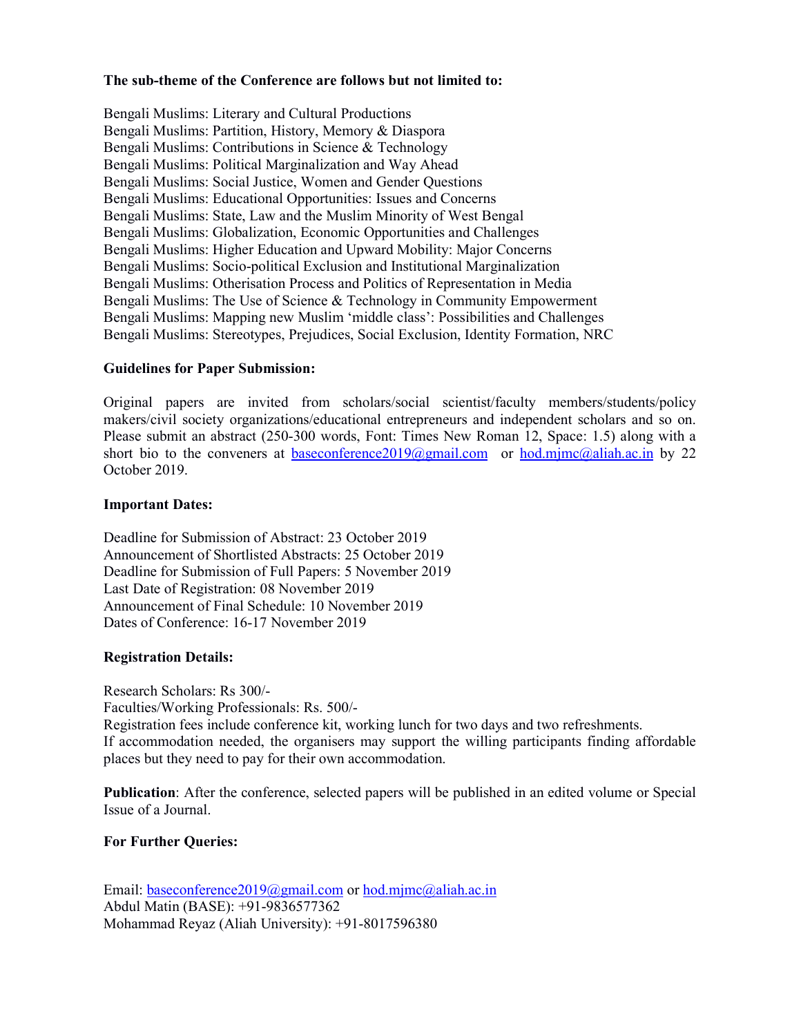**The sub-theme of the Conference are follows but not limited to:**

Bengali Muslims: Literary and Cultural Productions
Bengali Muslims: Partition, History, Memory & Diaspora
Bengali Muslims: Contributions in Science & Technology
Bengali Muslims: Political Marginalization and Way Ahead
Bengali Muslims: Social Justice, Women and Gender Questions
Bengali Muslims: Educational Opportunities: Issues and Concerns
Bengali Muslims: State, Law and the Muslim Minority of West Bengal
Bengali Muslims: Globalization, Economic Opportunities and Challenges
Bengali Muslims: Higher Education and Upward Mobility: Major Concerns
Bengali Muslims: Socio-political Exclusion and Institutional Marginalization
Bengali Muslims: Otherisation Process and Politics of Representation in Media
Bengali Muslims: The Use of Science & Technology in Community Empowerment
Bengali Muslims: Mapping new Muslim 'middle class': Possibilities and Challenges
Bengali Muslims: Stereotypes, Prejudices, Social Exclusion, Identity Formation, NRC

**Guidelines for Paper Submission:**

Original papers are invited from scholars/social scientist/faculty members/students/policy makers/civil society organizations/educational entrepreneurs and independent scholars and so on. Please submit an abstract (250-300 words, Font: Times New Roman 12, Space: 1.5) along with a short bio to the conveners at baseconference2019@gmail.com or hod.mjmc@aliah.ac.in by 22 October 2019.

**Important Dates:**

Deadline for Submission of Abstract: 23 October 2019
Announcement of Shortlisted Abstracts: 25 October 2019
Deadline for Submission of Full Papers: 5 November 2019
Last Date of Registration: 08 November 2019
Announcement of Final Schedule: 10 November 2019
Dates of Conference: 16-17 November 2019

**Registration Details:**

Research Scholars: Rs 300/-
Faculties/Working Professionals: Rs. 500/-
Registration fees include conference kit, working lunch for two days and two refreshments.
If accommodation needed, the organisers may support the willing participants finding affordable places but they need to pay for their own accommodation.

**Publication**: After the conference, selected papers will be published in an edited volume or Special Issue of a Journal.

**For Further Queries:**

Email: baseconference2019@gmail.com or hod.mjmc@aliah.ac.in
Abdul Matin (BASE): +91-9836577362
Mohammad Reyaz (Aliah University): +91-8017596380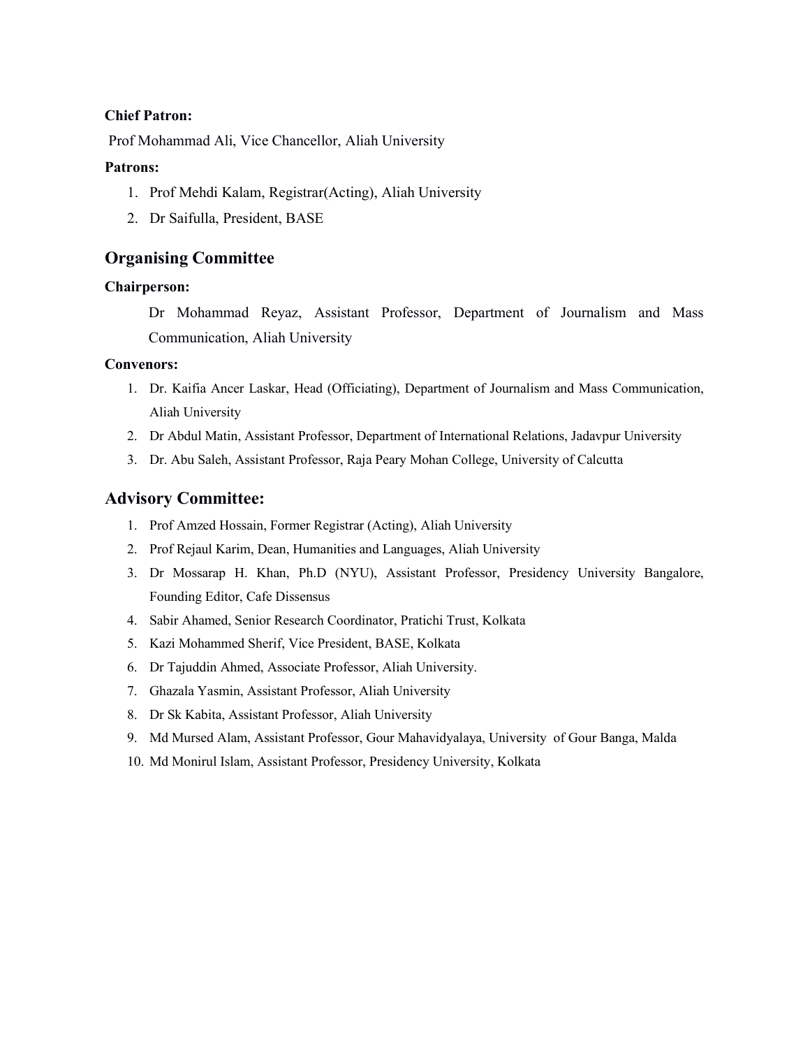**Chief Patron:**

Prof Mohammad Ali, Vice Chancellor, Aliah University

**Patrons:**

1. Prof Mehdi Kalam, Registrar(Acting), Aliah University
2. Dr Saifulla, President, BASE

## Organising Committee

**Chairperson:**

Dr Mohammad Reyaz, Assistant Professor, Department of Journalism and Mass Communication, Aliah University

**Convenors:**

1. Dr. Kaifia Ancer Laskar, Head (Officiating), Department of Journalism and Mass Communication, Aliah University
2. Dr Abdul Matin, Assistant Professor, Department of International Relations, Jadavpur University
3. Dr. Abu Saleh, Assistant Professor, Raja Peary Mohan College, University of Calcutta

## Advisory Committee:

1. Prof Amzed Hossain, Former Registrar (Acting), Aliah University
2. Prof Rejaul Karim, Dean, Humanities and Languages, Aliah University
3. Dr Mossarap H. Khan, Ph.D (NYU), Assistant Professor, Presidency University Bangalore, Founding Editor, Cafe Dissensus
4. Sabir Ahamed, Senior Research Coordinator, Pratichi Trust, Kolkata
5. Kazi Mohammed Sherif, Vice President, BASE, Kolkata
6. Dr Tajuddin Ahmed, Associate Professor, Aliah University.
7. Ghazala Yasmin, Assistant Professor, Aliah University
8. Dr Sk Kabita, Assistant Professor, Aliah University
9. Md Mursed Alam, Assistant Professor, Gour Mahavidyalaya, University of Gour Banga, Malda
10. Md Monirul Islam, Assistant Professor, Presidency University, Kolkata